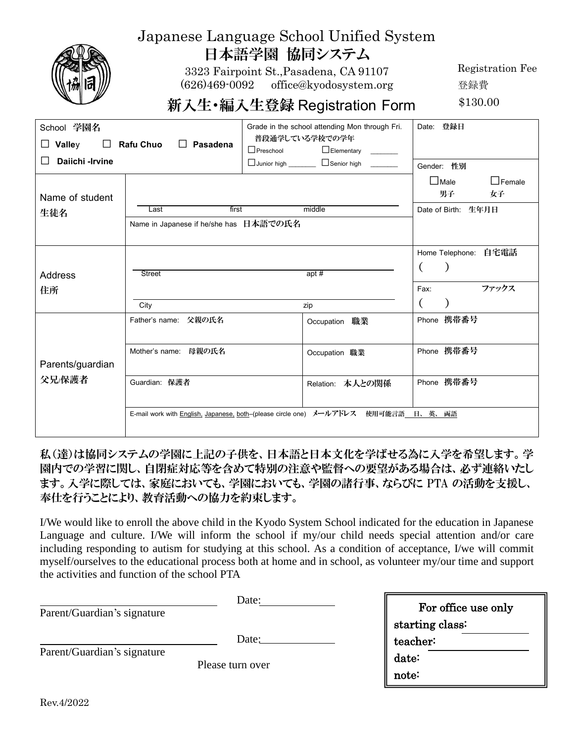# Japanese Language School Unified System

# 日本語学園 協同システム

3323 Fairpoint St.,Pasadena, CA 91107
(626)469-0092 office@kyodosystem.org

Registration Fee
登録費
$130.00

## 新入生・編入生登録 Registration Form

| School 学園名 ☐ Valley ☐ Rafu Chuo ☐ Pasadena ☐ Daiichi -Irvine | | Grade in the school attending Mon through Fri. 普段通学している学校での学年 ☐Preschool ☐Elementary _______ ☐Junior high _______ ☐Senior high _______ | Date: 登録日 |
|---|---|---|---|
| | | | Gender: 性別 ☐Male 男子 ☐Female 女子 |
| Name of student 生徒名 | Last first middle<br>Name in Japanese if he/she has 日本語での氏名 | | Date of Birth: 生年月日 |
| Address 住所 | Street apt #<br>City zip | | Home Telephone: 自宅電話 ( ) |
| | | | Fax: ファックス ( ) |
| Parents/guardian 父兄/保護者 | Father's name: 父親の氏名 | Occupation 職業 | Phone 携帯番号 |
| | Mother's name: 母親の氏名 | Occupation 職業 | Phone 携帯番号 |
| | Guardian: 保護者 | Relation: 本人との関係 | Phone 携帯番号 |
| | E-mail work with English, Japanese, both–(please circle one) メールアドレス 使用可能言語 日、英、両語 | | |

**私(達)は協同システムの学園に上記の子供を、日本語と日本文化を学ばせる為に入学を希望します。学園内での学習に関し、自閉症対応等を含めて特別の注意や監督への要望がある場合は、必ず連絡いたします。入学に際しては、家庭においても、学園においても、学園の諸行事、ならびに PTA の活動を支援し、奉仕を行うことにより、教育活動への協力を約束します。**

I/We would like to enroll the above child in the Kyodo System School indicated for the education in Japanese Language and culture. I/We will inform the school if my/our child needs special attention and/or care including responding to autism for studying at this school. As a condition of acceptance, I/we will commit myself/ourselves to the educational process both at home and in school, as volunteer my/our time and support the activities and function of the school PTA

______________________ Date:__________
Parent/Guardian's signature

______________________ Date:__________
Parent/Guardian's signature

Please turn over

| For office use only |
|---|
| starting class: |
| teacher: |
| date: |
| note: |

Rev.4/2022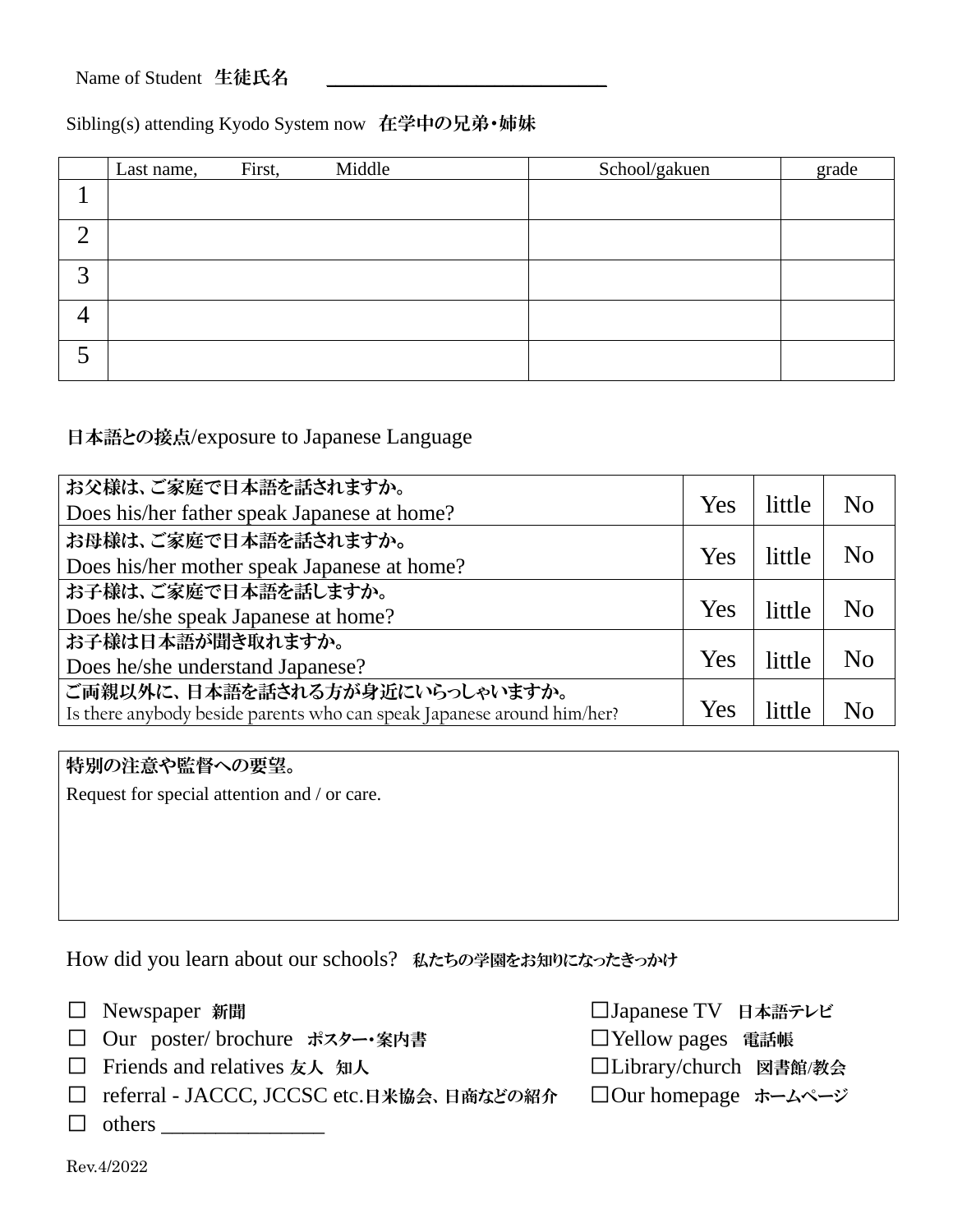Name of Student 生徒氏名 ____________________________

Sibling(s) attending Kyodo System now 在学中の兄弟・姉妹

| | Last name, First, Middle | School/gakuen | grade |
|---|---|---|---|
| 1 | | | |
| 2 | | | |
| 3 | | | |
| 4 | | | |
| 5 | | | |

## 日本語との接点/exposure to Japanese Language

| | | | |
|---|---|---|---|
| お父様は、ご家庭で日本語を話されますか。<br>Does his/her father speak Japanese at home? | Yes | little | No |
| お母様は、ご家庭で日本語を話されますか。<br>Does his/her mother speak Japanese at home? | Yes | little | No |
| お子様は、ご家庭で日本語を話しますか。<br>Does he/she speak Japanese at home? | Yes | little | No |
| お子様は日本語が聞き取れますか。<br>Does he/she understand Japanese? | Yes | little | No |
| ご両親以外に、日本語を話される方が身近にいらっしゃいますか。<br>Is there anybody beside parents who can speak Japanese around him/her? | Yes | little | No |

**特別の注意や監督への要望。**

Request for special attention and / or care.

How did you learn about our schools? 私たちの学園をお知りになったきっかけ

- ☐ Newspaper 新聞
- ☐ Our poster/ brochure ポスター・案内書
- ☐ Friends and relatives 友人 知人
- ☐ referral - JACCC, JCCSC etc.日米協会、日商などの紹介
- ☐ others _______________
- ☐ Japanese TV 日本語テレビ
- ☐ Yellow pages 電話帳
- ☐ Library/church 図書館/教会
- ☐ Our homepage ホームページ

Rev.4/2022